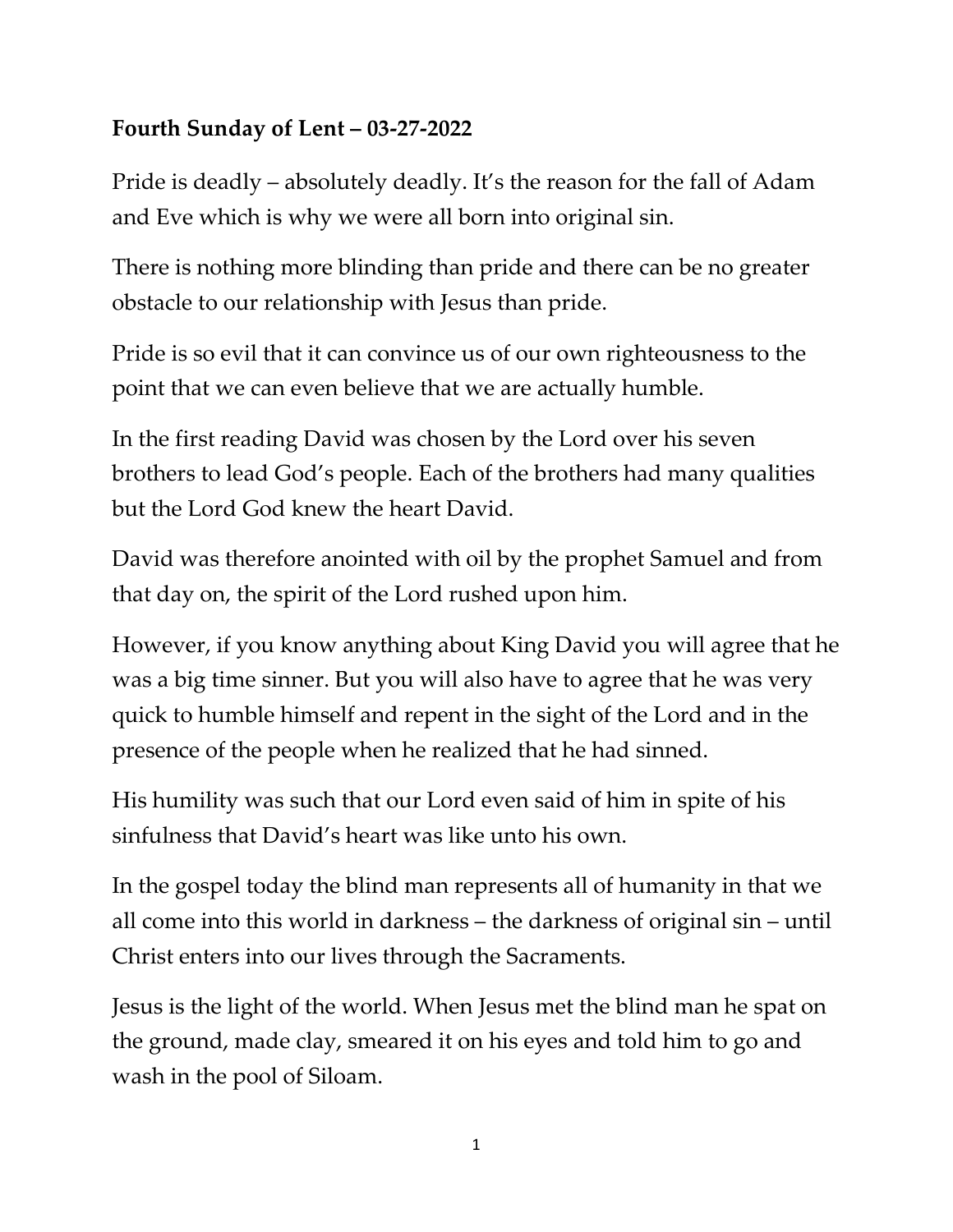**Fourth Sunday of Lent – 03-27-2022**

Pride is deadly – absolutely deadly. It's the reason for the fall of Adam and Eve which is why we were all born into original sin.

There is nothing more blinding than pride and there can be no greater obstacle to our relationship with Jesus than pride.

Pride is so evil that it can convince us of our own righteousness to the point that we can even believe that we are actually humble.

In the first reading David was chosen by the Lord over his seven brothers to lead God's people. Each of the brothers had many qualities but the Lord God knew the heart David.

David was therefore anointed with oil by the prophet Samuel and from that day on, the spirit of the Lord rushed upon him.

However, if you know anything about King David you will agree that he was a big time sinner. But you will also have to agree that he was very quick to humble himself and repent in the sight of the Lord and in the presence of the people when he realized that he had sinned.

His humility was such that our Lord even said of him in spite of his sinfulness that David's heart was like unto his own.

In the gospel today the blind man represents all of humanity in that we all come into this world in darkness – the darkness of original sin – until Christ enters into our lives through the Sacraments.

Jesus is the light of the world. When Jesus met the blind man he spat on the ground, made clay, smeared it on his eyes and told him to go and wash in the pool of Siloam.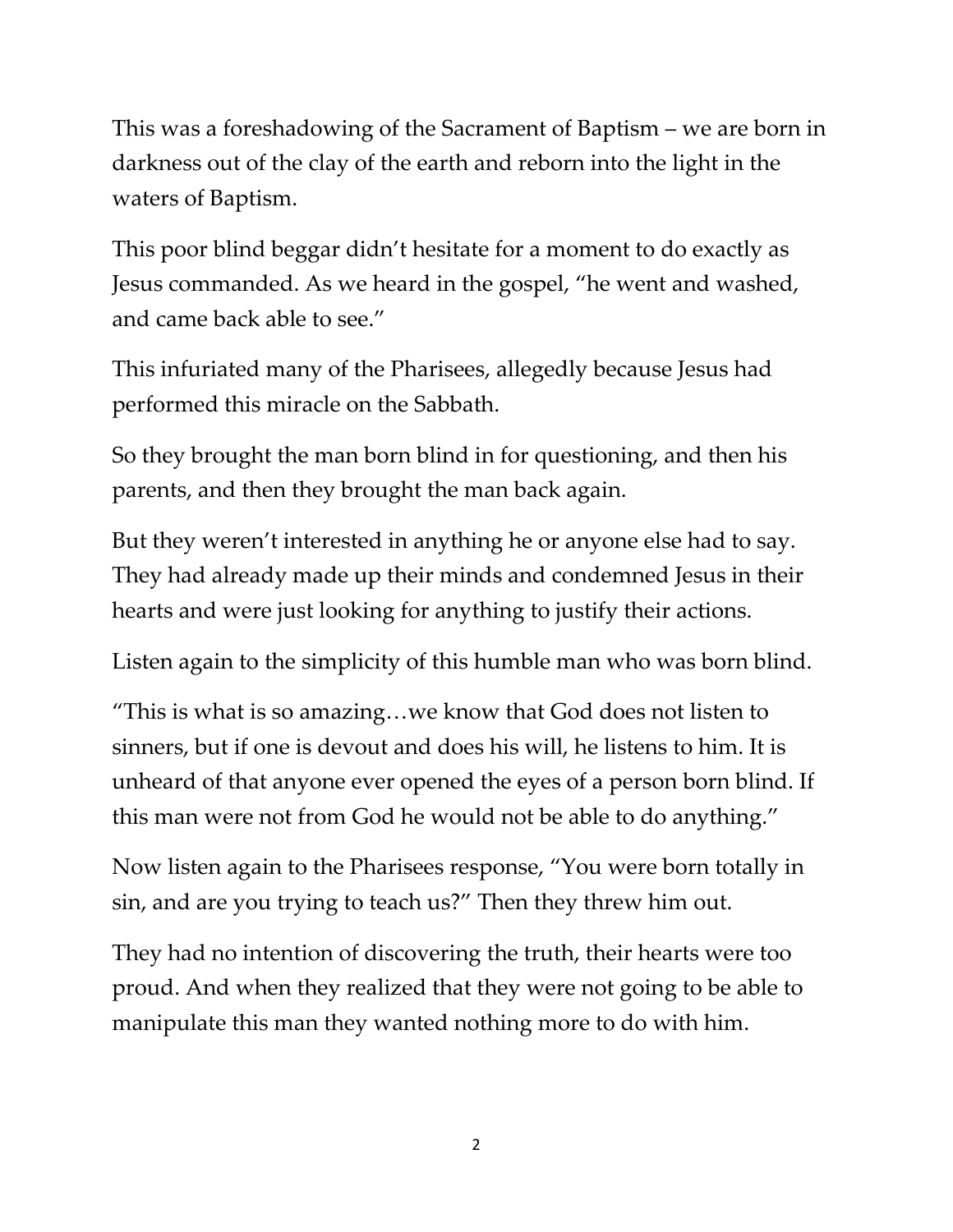This was a foreshadowing of the Sacrament of Baptism – we are born in darkness out of the clay of the earth and reborn into the light in the waters of Baptism.

This poor blind beggar didn't hesitate for a moment to do exactly as Jesus commanded. As we heard in the gospel, "he went and washed, and came back able to see."

This infuriated many of the Pharisees, allegedly because Jesus had performed this miracle on the Sabbath.

So they brought the man born blind in for questioning, and then his parents, and then they brought the man back again.

But they weren't interested in anything he or anyone else had to say. They had already made up their minds and condemned Jesus in their hearts and were just looking for anything to justify their actions.

Listen again to the simplicity of this humble man who was born blind.

"This is what is so amazing…we know that God does not listen to sinners, but if one is devout and does his will, he listens to him. It is unheard of that anyone ever opened the eyes of a person born blind. If this man were not from God he would not be able to do anything."

Now listen again to the Pharisees response, "You were born totally in sin, and are you trying to teach us?" Then they threw him out.

They had no intention of discovering the truth, their hearts were too proud. And when they realized that they were not going to be able to manipulate this man they wanted nothing more to do with him.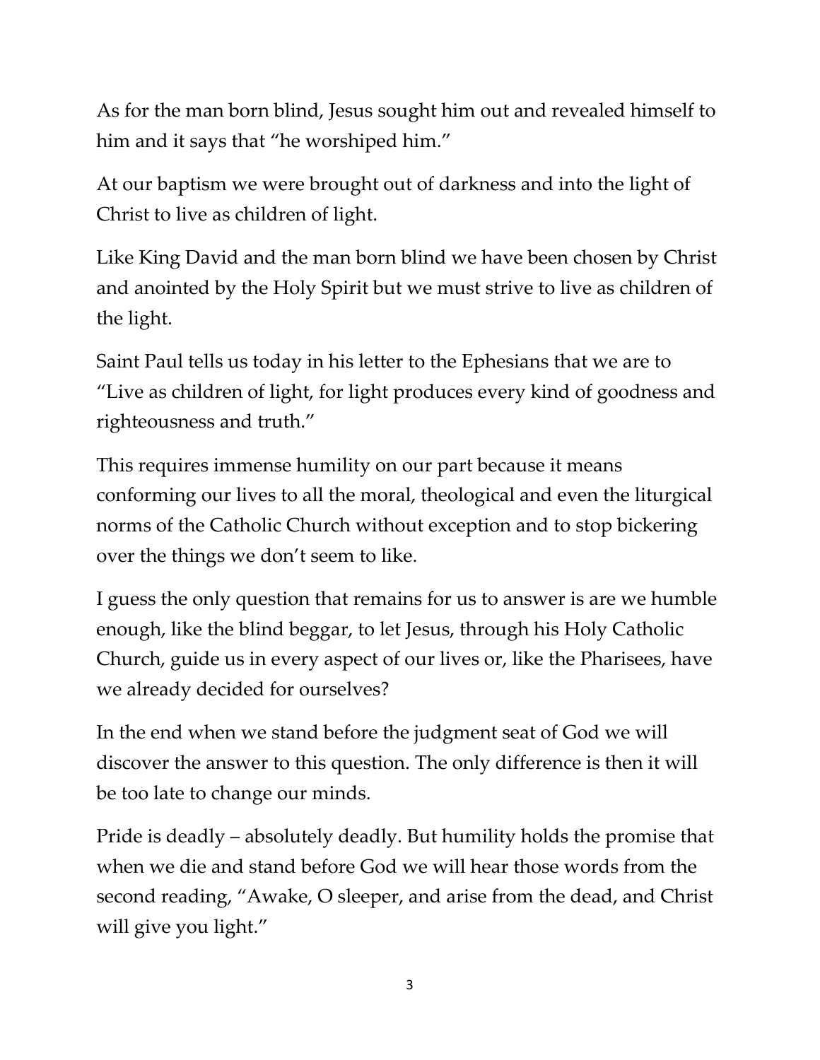As for the man born blind, Jesus sought him out and revealed himself to him and it says that "he worshiped him."

At our baptism we were brought out of darkness and into the light of Christ to live as children of light.

Like King David and the man born blind we have been chosen by Christ and anointed by the Holy Spirit but we must strive to live as children of the light.

Saint Paul tells us today in his letter to the Ephesians that we are to "Live as children of light, for light produces every kind of goodness and righteousness and truth."

This requires immense humility on our part because it means conforming our lives to all the moral, theological and even the liturgical norms of the Catholic Church without exception and to stop bickering over the things we don't seem to like.

I guess the only question that remains for us to answer is are we humble enough, like the blind beggar, to let Jesus, through his Holy Catholic Church, guide us in every aspect of our lives or, like the Pharisees, have we already decided for ourselves?

In the end when we stand before the judgment seat of God we will discover the answer to this question. The only difference is then it will be too late to change our minds.

Pride is deadly – absolutely deadly. But humility holds the promise that when we die and stand before God we will hear those words from the second reading, "Awake, O sleeper, and arise from the dead, and Christ will give you light."